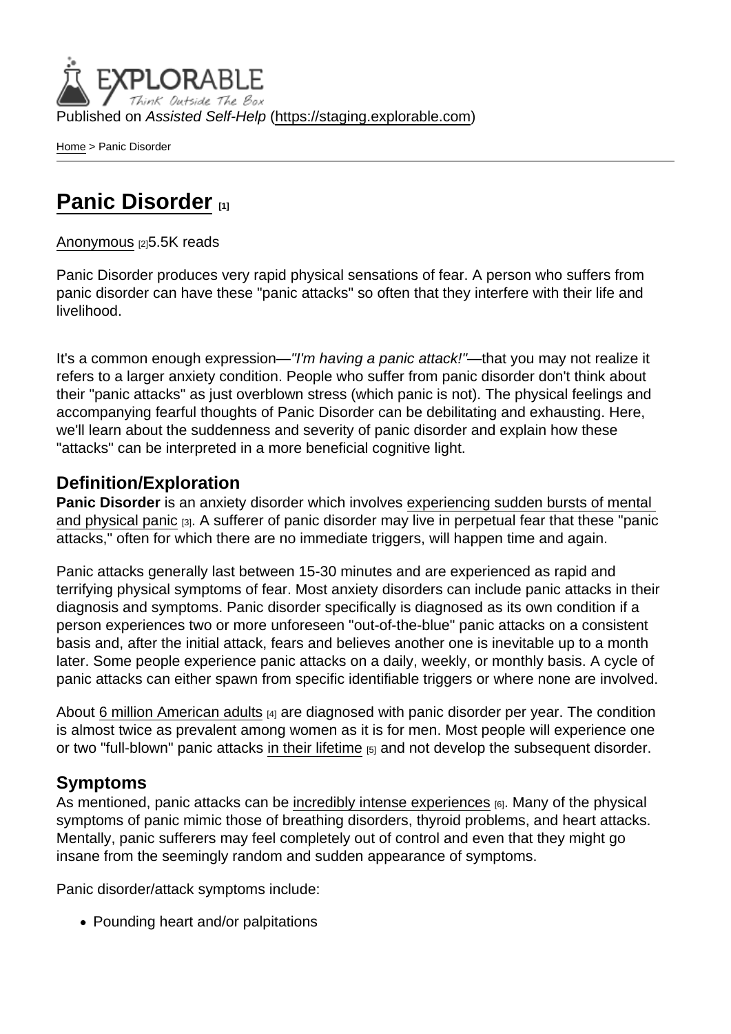Published on *Assisted Self-Help* (https://staging.explorable.com)

Home > Panic Disorder

# Panic Disorder [1]

Anonymous [2]5.5K reads

Panic Disorder produces very rapid physical sensations of fear. A person who suffers from panic disorder can have these "panic attacks" so often that they interfere with their life and livelihood.

It's a common enough expression—*"I'm having a panic attack!"*—that you may not realize it refers to a larger anxiety condition. People who suffer from panic disorder don't think about their "panic attacks" as just overblown stress (which panic is not). The physical feelings and accompanying fearful thoughts of Panic Disorder can be debilitating and exhausting. Here, we'll learn about the suddenness and severity of panic disorder and explain how these "attacks" can be interpreted in a more beneficial cognitive light.

## Definition/Exploration

**Panic Disorder** is an anxiety disorder which involves experiencing sudden bursts of mental and physical panic [3]. A sufferer of panic disorder may live in perpetual fear that these "panic attacks," often for which there are no immediate triggers, will happen time and again.

Panic attacks generally last between 15-30 minutes and are experienced as rapid and terrifying physical symptoms of fear. Most anxiety disorders can include panic attacks in their diagnosis and symptoms. Panic disorder specifically is diagnosed as its own condition if a person experiences two or more unforeseen "out-of-the-blue" panic attacks on a consistent basis and, after the initial attack, fears and believes another one is inevitable up to a month later. Some people experience panic attacks on a daily, weekly, or monthly basis. A cycle of panic attacks can either spawn from specific identifiable triggers or where none are involved.

About 6 million American adults [4] are diagnosed with panic disorder per year. The condition is almost twice as prevalent among women as it is for men. Most people will experience one or two "full-blown" panic attacks in their lifetime [5] and not develop the subsequent disorder.

## Symptoms

As mentioned, panic attacks can be incredibly intense experiences [6]. Many of the physical symptoms of panic mimic those of breathing disorders, thyroid problems, and heart attacks. Mentally, panic sufferers may feel completely out of control and even that they might go insane from the seemingly random and sudden appearance of symptoms.

Panic disorder/attack symptoms include:

- Pounding heart and/or palpitations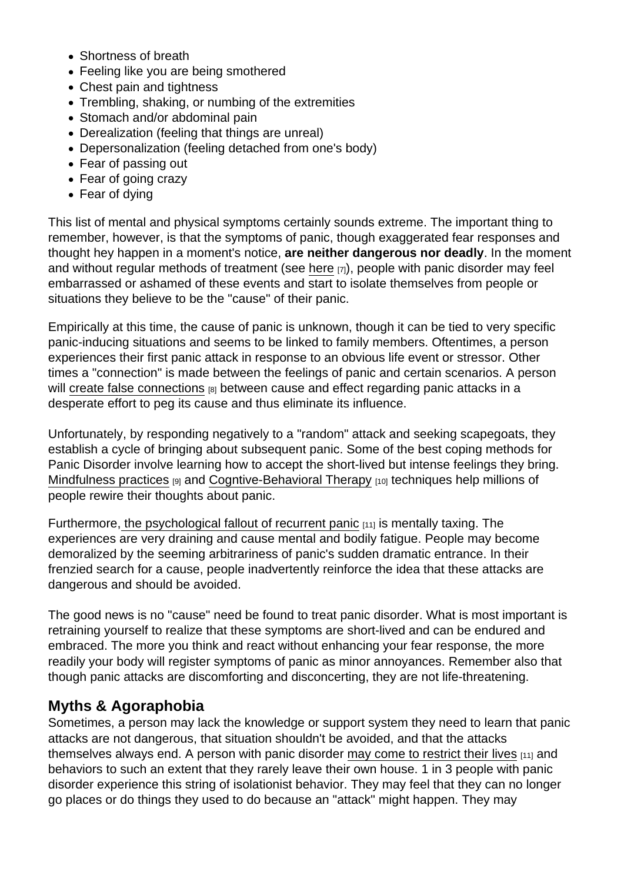- Shortness of breath
- Feeling like you are being smothered
- Chest pain and tightness
- Trembling, shaking, or numbing of the extremities
- Stomach and/or abdominal pain
- Derealization (feeling that things are unreal)
- Depersonalization (feeling detached from one's body)
- Fear of passing out
- Fear of going crazy
- Fear of dying

This list of mental and physical symptoms certainly sounds extreme. The important thing to remember, however, is that the symptoms of panic, though exaggerated fear responses and thought hey happen in a moment's notice, **are neither dangerous nor deadly**. In the moment and without regular methods of treatment (see here [7]), people with panic disorder may feel embarrassed or ashamed of these events and start to isolate themselves from people or situations they believe to be the "cause" of their panic.

Empirically at this time, the cause of panic is unknown, though it can be tied to very specific panic-inducing situations and seems to be linked to family members. Oftentimes, a person experiences their first panic attack in response to an obvious life event or stressor. Other times a "connection" is made between the feelings of panic and certain scenarios. A person will create false connections [8] between cause and effect regarding panic attacks in a desperate effort to peg its cause and thus eliminate its influence.

Unfortunately, by responding negatively to a "random" attack and seeking scapegoats, they establish a cycle of bringing about subsequent panic. Some of the best coping methods for Panic Disorder involve learning how to accept the short-lived but intense feelings they bring. Mindfulness practices [9] and Cogntive-Behavioral Therapy [10] techniques help millions of people rewire their thoughts about panic.

Furthermore, the psychological fallout of recurrent panic [11] is mentally taxing. The experiences are very draining and cause mental and bodily fatigue. People may become demoralized by the seeming arbitrariness of panic's sudden dramatic entrance. In their frenzied search for a cause, people inadvertently reinforce the idea that these attacks are dangerous and should be avoided.

The good news is no "cause" need be found to treat panic disorder. What is most important is retraining yourself to realize that these symptoms are short-lived and can be endured and embraced. The more you think and react without enhancing your fear response, the more readily your body will register symptoms of panic as minor annoyances. Remember also that though panic attacks are discomforting and disconcerting, they are not life-threatening.

## Myths & Agoraphobia

Sometimes, a person may lack the knowledge or support system they need to learn that panic attacks are not dangerous, that situation shouldn't be avoided, and that the attacks themselves always end. A person with panic disorder may come to restrict their lives [11] and behaviors to such an extent that they rarely leave their own house. 1 in 3 people with panic disorder experience this string of isolationist behavior. They may feel that they can no longer go places or do things they used to do because an "attack" might happen. They may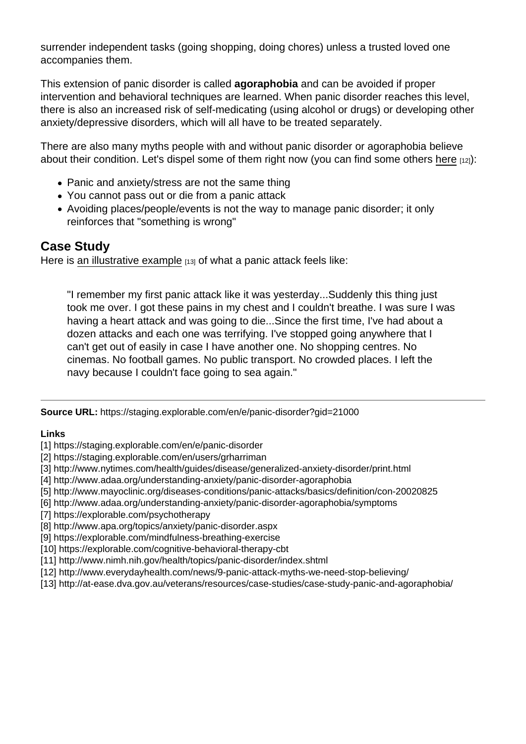surrender independent tasks (going shopping, doing chores) unless a trusted loved one accompanies them.

This extension of panic disorder is called **agoraphobia** and can be avoided if proper intervention and behavioral techniques are learned. When panic disorder reaches this level, there is also an increased risk of self-medicating (using alcohol or drugs) or developing other anxiety/depressive disorders, which will all have to be treated separately.

There are also many myths people with and without panic disorder or agoraphobia believe about their condition. Let's dispel some of them right now (you can find some others here [12]):

- Panic and anxiety/stress are not the same thing
- You cannot pass out or die from a panic attack
- Avoiding places/people/events is not the way to manage panic disorder; it only reinforces that "something is wrong"

## Case Study

Here is an illustrative example [13] of what a panic attack feels like:

> "I remember my first panic attack like it was yesterday...Suddenly this thing just took me over. I got these pains in my chest and I couldn't breathe. I was sure I was having a heart attack and was going to die...Since the first time, I've had about a dozen attacks and each one was terrifying. I've stopped going anywhere that I can't get out of easily in case I have another one. No shopping centres. No cinemas. No football games. No public transport. No crowded places. I left the navy because I couldn't face going to sea again."

---

**Source URL:** https://staging.explorable.com/en/e/panic-disorder?gid=21000

**Links**
[1] https://staging.explorable.com/en/e/panic-disorder
[2] https://staging.explorable.com/en/users/grharriman
[3] http://www.nytimes.com/health/guides/disease/generalized-anxiety-disorder/print.html
[4] http://www.adaa.org/understanding-anxiety/panic-disorder-agoraphobia
[5] http://www.mayoclinic.org/diseases-conditions/panic-attacks/basics/definition/con-20020825
[6] http://www.adaa.org/understanding-anxiety/panic-disorder-agoraphobia/symptoms
[7] https://explorable.com/psychotherapy
[8] http://www.apa.org/topics/anxiety/panic-disorder.aspx
[9] https://explorable.com/mindfulness-breathing-exercise
[10] https://explorable.com/cognitive-behavioral-therapy-cbt
[11] http://www.nimh.nih.gov/health/topics/panic-disorder/index.shtml
[12] http://www.everydayhealth.com/news/9-panic-attack-myths-we-need-stop-believing/
[13] http://at-ease.dva.gov.au/veterans/resources/case-studies/case-study-panic-and-agoraphobia/